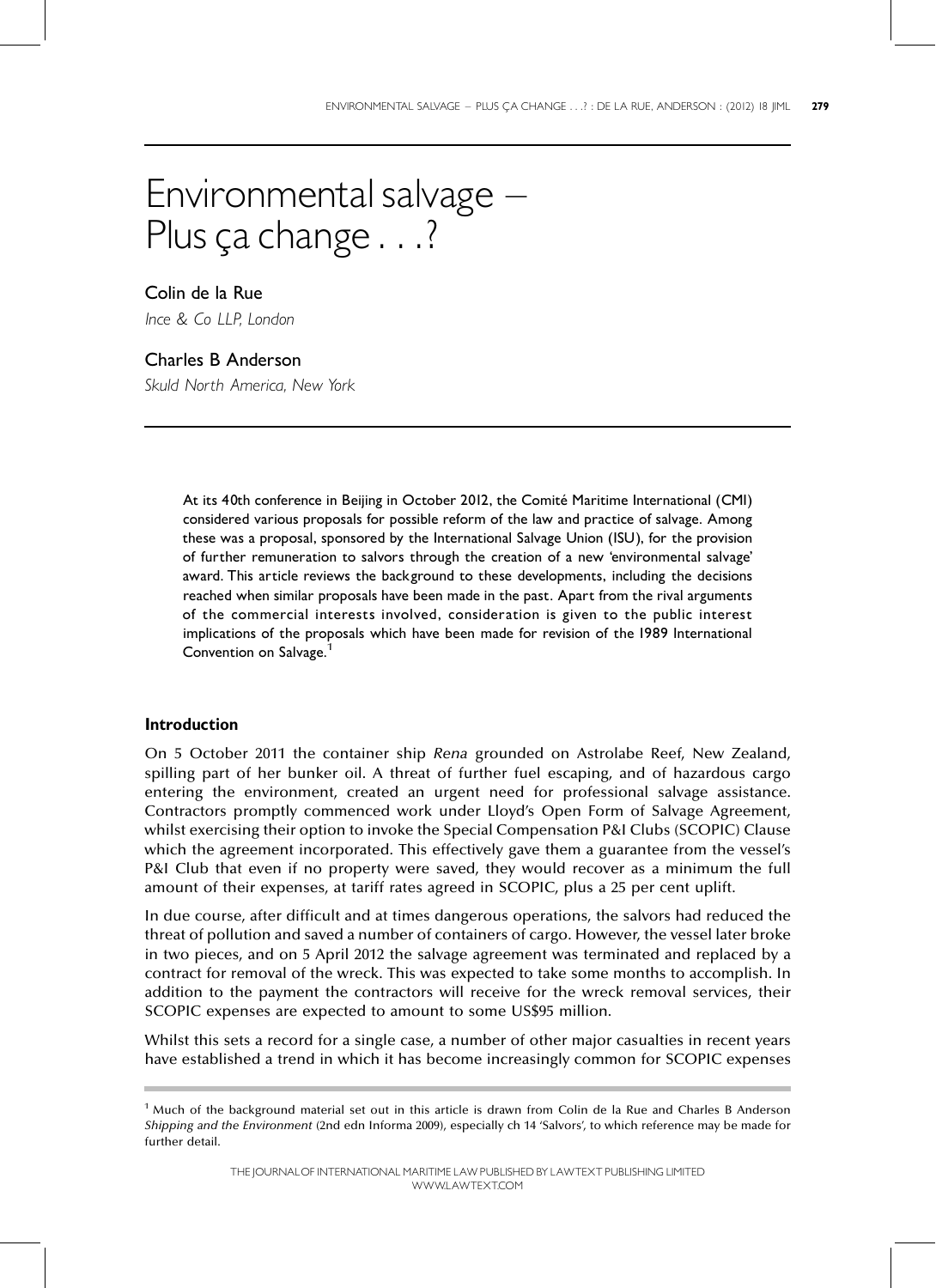# Environmental salvage – Plus ça change . . .?

**Colin de la Rue**

*Ince & Co LLP, London*

**Charles B Anderson**

*Skuld North America, New York*

At its 40th conference in Beijing in October 2012, the Comité Maritime International (CMI) considered various proposals for possible reform of the law and practice of salvage. Among these was a proposal, sponsored by the International Salvage Union (ISU), for the provision of further remuneration to salvors through the creation of a new 'environmental salvage' award. This article reviews the background to these developments, including the decisions reached when similar proposals have been made in the past. Apart from the rival arguments of the commercial interests involved, consideration is given to the public interest implications of the proposals which have been made for revision of the 1989 International Convention on Salvage.[1]

### Introduction

On 5 October 2011 the container ship *Rena* grounded on Astrolabe Reef, New Zealand, spilling part of her bunker oil. A threat of further fuel escaping, and of hazardous cargo entering the environment, created an urgent need for professional salvage assistance. Contractors promptly commenced work under Lloyd's Open Form of Salvage Agreement, whilst exercising their option to invoke the Special Compensation P&I Clubs (SCOPIC) Clause which the agreement incorporated. This effectively gave them a guarantee from the vessel's P&I Club that even if no property were saved, they would recover as a minimum the full amount of their expenses, at tariff rates agreed in SCOPIC, plus a 25 per cent uplift.

In due course, after difficult and at times dangerous operations, the salvors had reduced the threat of pollution and saved a number of containers of cargo. However, the vessel later broke in two pieces, and on 5 April 2012 the salvage agreement was terminated and replaced by a contract for removal of the wreck. This was expected to take some months to accomplish. In addition to the payment the contractors will receive for the wreck removal services, their SCOPIC expenses are expected to amount to some US$95 million.

Whilst this sets a record for a single case, a number of other major casualties in recent years have established a trend in which it has become increasingly common for SCOPIC expenses

[1] Much of the background material set out in this article is drawn from Colin de la Rue and Charles B Anderson *Shipping and the Environment* (2nd edn Informa 2009), especially ch 14 'Salvors', to which reference may be made for further detail.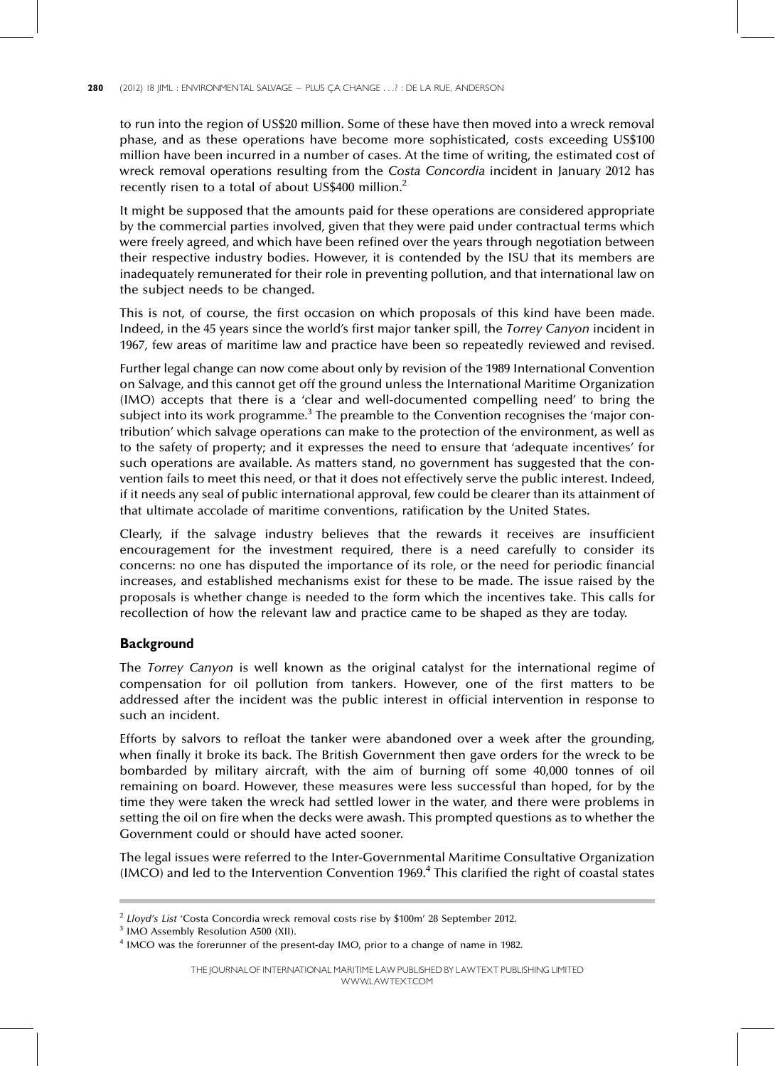to run into the region of US$20 million. Some of these have then moved into a wreck removal phase, and as these operations have become more sophisticated, costs exceeding US$100 million have been incurred in a number of cases. At the time of writing, the estimated cost of wreck removal operations resulting from the *Costa Concordia* incident in January 2012 has recently risen to a total of about US$400 million.[2]

It might be supposed that the amounts paid for these operations are considered appropriate by the commercial parties involved, given that they were paid under contractual terms which were freely agreed, and which have been refined over the years through negotiation between their respective industry bodies. However, it is contended by the ISU that its members are inadequately remunerated for their role in preventing pollution, and that international law on the subject needs to be changed.

This is not, of course, the first occasion on which proposals of this kind have been made. Indeed, in the 45 years since the world's first major tanker spill, the *Torrey Canyon* incident in 1967, few areas of maritime law and practice have been so repeatedly reviewed and revised.

Further legal change can now come about only by revision of the 1989 International Convention on Salvage, and this cannot get off the ground unless the International Maritime Organization (IMO) accepts that there is a 'clear and well-documented compelling need' to bring the subject into its work programme.[3] The preamble to the Convention recognises the 'major contribution' which salvage operations can make to the protection of the environment, as well as to the safety of property; and it expresses the need to ensure that 'adequate incentives' for such operations are available. As matters stand, no government has suggested that the convention fails to meet this need, or that it does not effectively serve the public interest. Indeed, if it needs any seal of public international approval, few could be clearer than its attainment of that ultimate accolade of maritime conventions, ratification by the United States.

Clearly, if the salvage industry believes that the rewards it receives are insufficient encouragement for the investment required, there is a need carefully to consider its concerns: no one has disputed the importance of its role, or the need for periodic financial increases, and established mechanisms exist for these to be made. The issue raised by the proposals is whether change is needed to the form which the incentives take. This calls for recollection of how the relevant law and practice came to be shaped as they are today.

## Background

The *Torrey Canyon* is well known as the original catalyst for the international regime of compensation for oil pollution from tankers. However, one of the first matters to be addressed after the incident was the public interest in official intervention in response to such an incident.

Efforts by salvors to refloat the tanker were abandoned over a week after the grounding, when finally it broke its back. The British Government then gave orders for the wreck to be bombarded by military aircraft, with the aim of burning off some 40,000 tonnes of oil remaining on board. However, these measures were less successful than hoped, for by the time they were taken the wreck had settled lower in the water, and there were problems in setting the oil on fire when the decks were awash. This prompted questions as to whether the Government could or should have acted sooner.

The legal issues were referred to the Inter-Governmental Maritime Consultative Organization (IMCO) and led to the Intervention Convention 1969.[4] This clarified the right of coastal states

---

[2] *Lloyd's List* 'Costa Concordia wreck removal costs rise by $100m' 28 September 2012.

[3] IMO Assembly Resolution A500 (XII).

[4] IMCO was the forerunner of the present-day IMO, prior to a change of name in 1982.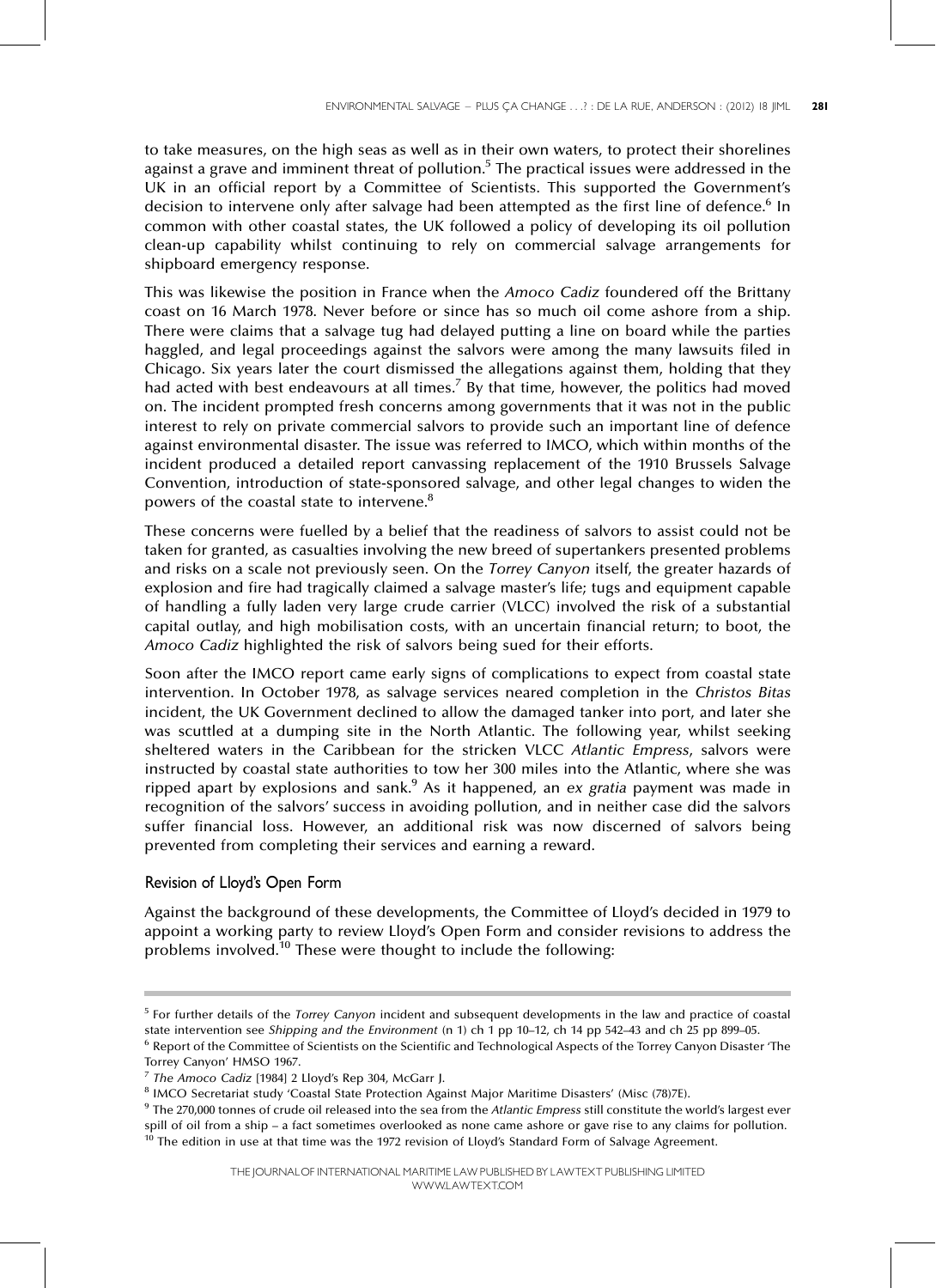to take measures, on the high seas as well as in their own waters, to protect their shorelines against a grave and imminent threat of pollution.[5] The practical issues were addressed in the UK in an official report by a Committee of Scientists. This supported the Government's decision to intervene only after salvage had been attempted as the first line of defence.[6] In common with other coastal states, the UK followed a policy of developing its oil pollution clean-up capability whilst continuing to rely on commercial salvage arrangements for shipboard emergency response.

This was likewise the position in France when the *Amoco Cadiz* foundered off the Brittany coast on 16 March 1978. Never before or since has so much oil come ashore from a ship. There were claims that a salvage tug had delayed putting a line on board while the parties haggled, and legal proceedings against the salvors were among the many lawsuits filed in Chicago. Six years later the court dismissed the allegations against them, holding that they had acted with best endeavours at all times.[7] By that time, however, the politics had moved on. The incident prompted fresh concerns among governments that it was not in the public interest to rely on private commercial salvors to provide such an important line of defence against environmental disaster. The issue was referred to IMCO, which within months of the incident produced a detailed report canvassing replacement of the 1910 Brussels Salvage Convention, introduction of state-sponsored salvage, and other legal changes to widen the powers of the coastal state to intervene.[8]

These concerns were fuelled by a belief that the readiness of salvors to assist could not be taken for granted, as casualties involving the new breed of supertankers presented problems and risks on a scale not previously seen. On the *Torrey Canyon* itself, the greater hazards of explosion and fire had tragically claimed a salvage master's life; tugs and equipment capable of handling a fully laden very large crude carrier (VLCC) involved the risk of a substantial capital outlay, and high mobilisation costs, with an uncertain financial return; to boot, the *Amoco Cadiz* highlighted the risk of salvors being sued for their efforts.

Soon after the IMCO report came early signs of complications to expect from coastal state intervention. In October 1978, as salvage services neared completion in the *Christos Bitas* incident, the UK Government declined to allow the damaged tanker into port, and later she was scuttled at a dumping site in the North Atlantic. The following year, whilst seeking sheltered waters in the Caribbean for the stricken VLCC *Atlantic Empress*, salvors were instructed by coastal state authorities to tow her 300 miles into the Atlantic, where she was ripped apart by explosions and sank.[9] As it happened, an *ex gratia* payment was made in recognition of the salvors' success in avoiding pollution, and in neither case did the salvors suffer financial loss. However, an additional risk was now discerned of salvors being prevented from completing their services and earning a reward.

### Revision of Lloyd's Open Form

Against the background of these developments, the Committee of Lloyd's decided in 1979 to appoint a working party to review Lloyd's Open Form and consider revisions to address the problems involved.[10] These were thought to include the following:

---

[5] For further details of the *Torrey Canyon* incident and subsequent developments in the law and practice of coastal state intervention see *Shipping and the Environment* (n 1) ch 1 pp 10–12, ch 14 pp 542–43 and ch 25 pp 899–05.

[6] Report of the Committee of Scientists on the Scientific and Technological Aspects of the Torrey Canyon Disaster 'The Torrey Canyon' HMSO 1967.

[7] *The Amoco Cadiz* [1984] 2 Lloyd's Rep 304, McGarr J.

[8] IMCO Secretariat study 'Coastal State Protection Against Major Maritime Disasters' (Misc (78)7E).

[9] The 270,000 tonnes of crude oil released into the sea from the *Atlantic Empress* still constitute the world's largest ever spill of oil from a ship – a fact sometimes overlooked as none came ashore or gave rise to any claims for pollution.

[10] The edition in use at that time was the 1972 revision of Lloyd's Standard Form of Salvage Agreement.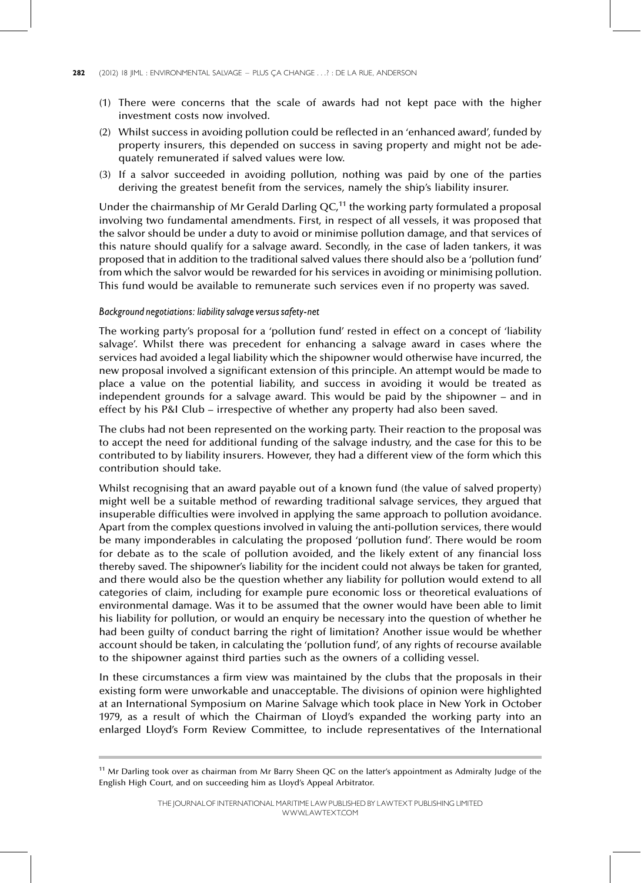(1) There were concerns that the scale of awards had not kept pace with the higher investment costs now involved.

(2) Whilst success in avoiding pollution could be reflected in an 'enhanced award', funded by property insurers, this depended on success in saving property and might not be adequately remunerated if salved values were low.

(3) If a salvor succeeded in avoiding pollution, nothing was paid by one of the parties deriving the greatest benefit from the services, namely the ship's liability insurer.

Under the chairmanship of Mr Gerald Darling QC,[11] the working party formulated a proposal involving two fundamental amendments. First, in respect of all vessels, it was proposed that the salvor should be under a duty to avoid or minimise pollution damage, and that services of this nature should qualify for a salvage award. Secondly, in the case of laden tankers, it was proposed that in addition to the traditional salved values there should also be a 'pollution fund' from which the salvor would be rewarded for his services in avoiding or minimising pollution. This fund would be available to remunerate such services even if no property was saved.

*Background negotiations: liability salvage versus safety-net*

The working party's proposal for a 'pollution fund' rested in effect on a concept of 'liability salvage'. Whilst there was precedent for enhancing a salvage award in cases where the services had avoided a legal liability which the shipowner would otherwise have incurred, the new proposal involved a significant extension of this principle. An attempt would be made to place a value on the potential liability, and success in avoiding it would be treated as independent grounds for a salvage award. This would be paid by the shipowner – and in effect by his P&I Club – irrespective of whether any property had also been saved.

The clubs had not been represented on the working party. Their reaction to the proposal was to accept the need for additional funding of the salvage industry, and the case for this to be contributed to by liability insurers. However, they had a different view of the form which this contribution should take.

Whilst recognising that an award payable out of a known fund (the value of salved property) might well be a suitable method of rewarding traditional salvage services, they argued that insuperable difficulties were involved in applying the same approach to pollution avoidance. Apart from the complex questions involved in valuing the anti-pollution services, there would be many imponderables in calculating the proposed 'pollution fund'. There would be room for debate as to the scale of pollution avoided, and the likely extent of any financial loss thereby saved. The shipowner's liability for the incident could not always be taken for granted, and there would also be the question whether any liability for pollution would extend to all categories of claim, including for example pure economic loss or theoretical evaluations of environmental damage. Was it to be assumed that the owner would have been able to limit his liability for pollution, or would an enquiry be necessary into the question of whether he had been guilty of conduct barring the right of limitation? Another issue would be whether account should be taken, in calculating the 'pollution fund', of any rights of recourse available to the shipowner against third parties such as the owners of a colliding vessel.

In these circumstances a firm view was maintained by the clubs that the proposals in their existing form were unworkable and unacceptable. The divisions of opinion were highlighted at an International Symposium on Marine Salvage which took place in New York in October 1979, as a result of which the Chairman of Lloyd's expanded the working party into an enlarged Lloyd's Form Review Committee, to include representatives of the International

---

[11] Mr Darling took over as chairman from Mr Barry Sheen QC on the latter's appointment as Admiralty Judge of the English High Court, and on succeeding him as Lloyd's Appeal Arbitrator.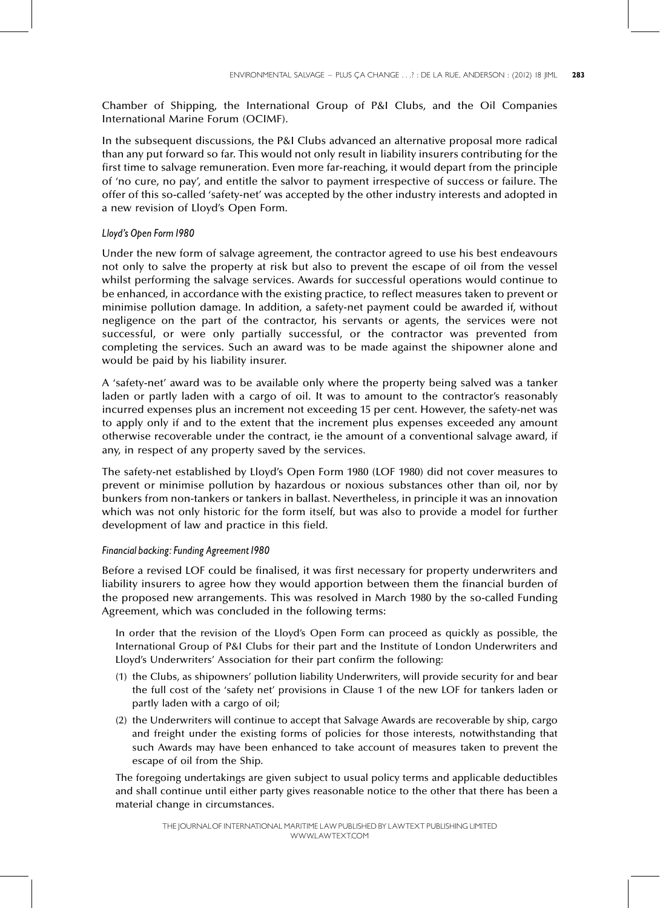Chamber of Shipping, the International Group of P&I Clubs, and the Oil Companies International Marine Forum (OCIMF).

In the subsequent discussions, the P&I Clubs advanced an alternative proposal more radical than any put forward so far. This would not only result in liability insurers contributing for the first time to salvage remuneration. Even more far-reaching, it would depart from the principle of 'no cure, no pay', and entitle the salvor to payment irrespective of success or failure. The offer of this so-called 'safety-net' was accepted by the other industry interests and adopted in a new revision of Lloyd's Open Form.

#### *Lloyd's Open Form 1980*

Under the new form of salvage agreement, the contractor agreed to use his best endeavours not only to salve the property at risk but also to prevent the escape of oil from the vessel whilst performing the salvage services. Awards for successful operations would continue to be enhanced, in accordance with the existing practice, to reflect measures taken to prevent or minimise pollution damage. In addition, a safety-net payment could be awarded if, without negligence on the part of the contractor, his servants or agents, the services were not successful, or were only partially successful, or the contractor was prevented from completing the services. Such an award was to be made against the shipowner alone and would be paid by his liability insurer.

A 'safety-net' award was to be available only where the property being salved was a tanker laden or partly laden with a cargo of oil. It was to amount to the contractor's reasonably incurred expenses plus an increment not exceeding 15 per cent. However, the safety-net was to apply only if and to the extent that the increment plus expenses exceeded any amount otherwise recoverable under the contract, ie the amount of a conventional salvage award, if any, in respect of any property saved by the services.

The safety-net established by Lloyd's Open Form 1980 (LOF 1980) did not cover measures to prevent or minimise pollution by hazardous or noxious substances other than oil, nor by bunkers from non-tankers or tankers in ballast. Nevertheless, in principle it was an innovation which was not only historic for the form itself, but was also to provide a model for further development of law and practice in this field.

#### *Financial backing: Funding Agreement 1980*

Before a revised LOF could be finalised, it was first necessary for property underwriters and liability insurers to agree how they would apportion between them the financial burden of the proposed new arrangements. This was resolved in March 1980 by the so-called Funding Agreement, which was concluded in the following terms:

> In order that the revision of the Lloyd's Open Form can proceed as quickly as possible, the International Group of P&I Clubs for their part and the Institute of London Underwriters and Lloyd's Underwriters' Association for their part confirm the following:
>
> (1) the Clubs, as shipowners' pollution liability Underwriters, will provide security for and bear the full cost of the 'safety net' provisions in Clause 1 of the new LOF for tankers laden or partly laden with a cargo of oil;
>
> (2) the Underwriters will continue to accept that Salvage Awards are recoverable by ship, cargo and freight under the existing forms of policies for those interests, notwithstanding that such Awards may have been enhanced to take account of measures taken to prevent the escape of oil from the Ship.
>
> The foregoing undertakings are given subject to usual policy terms and applicable deductibles and shall continue until either party gives reasonable notice to the other that there has been a material change in circumstances.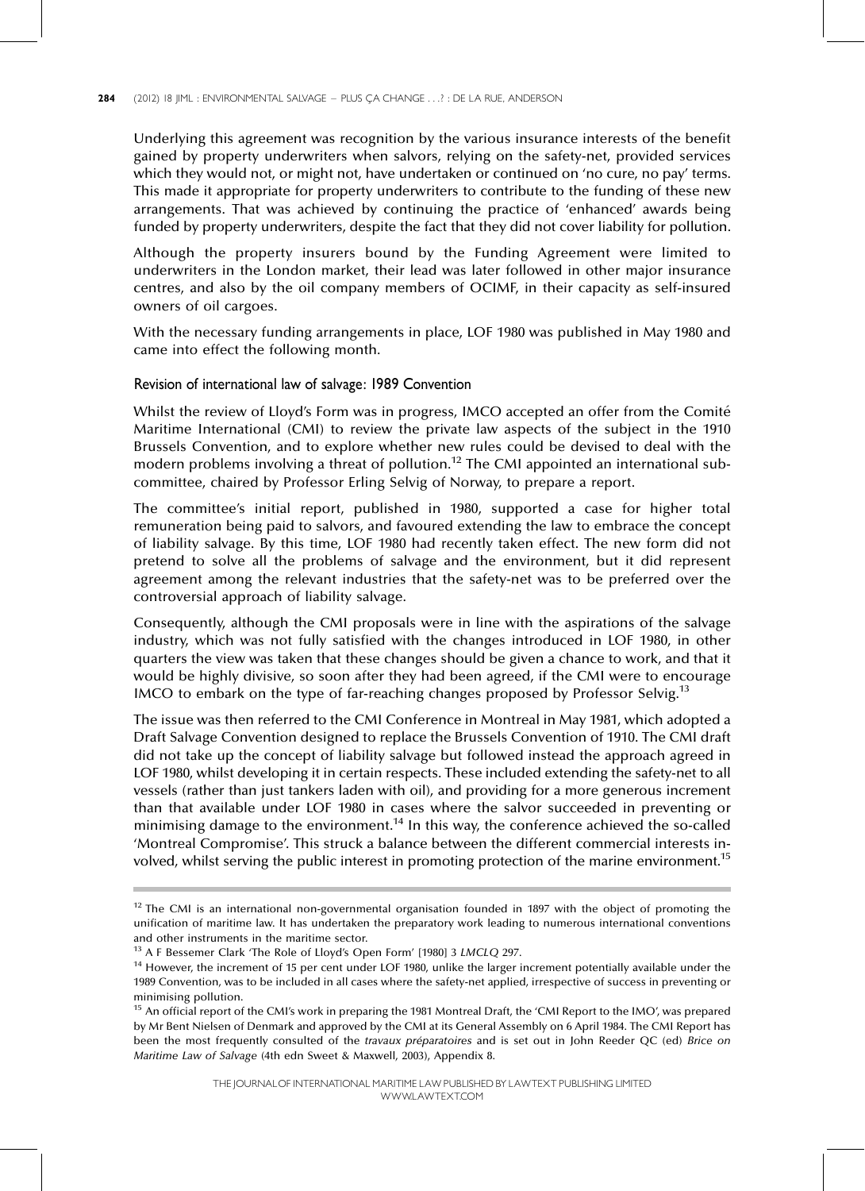Underlying this agreement was recognition by the various insurance interests of the benefit gained by property underwriters when salvors, relying on the safety-net, provided services which they would not, or might not, have undertaken or continued on 'no cure, no pay' terms. This made it appropriate for property underwriters to contribute to the funding of these new arrangements. That was achieved by continuing the practice of 'enhanced' awards being funded by property underwriters, despite the fact that they did not cover liability for pollution.

Although the property insurers bound by the Funding Agreement were limited to underwriters in the London market, their lead was later followed in other major insurance centres, and also by the oil company members of OCIMF, in their capacity as self-insured owners of oil cargoes.

With the necessary funding arrangements in place, LOF 1980 was published in May 1980 and came into effect the following month.

### Revision of international law of salvage: 1989 Convention

Whilst the review of Lloyd's Form was in progress, IMCO accepted an offer from the Comité Maritime International (CMI) to review the private law aspects of the subject in the 1910 Brussels Convention, and to explore whether new rules could be devised to deal with the modern problems involving a threat of pollution.[12] The CMI appointed an international sub-committee, chaired by Professor Erling Selvig of Norway, to prepare a report.

The committee's initial report, published in 1980, supported a case for higher total remuneration being paid to salvors, and favoured extending the law to embrace the concept of liability salvage. By this time, LOF 1980 had recently taken effect. The new form did not pretend to solve all the problems of salvage and the environment, but it did represent agreement among the relevant industries that the safety-net was to be preferred over the controversial approach of liability salvage.

Consequently, although the CMI proposals were in line with the aspirations of the salvage industry, which was not fully satisfied with the changes introduced in LOF 1980, in other quarters the view was taken that these changes should be given a chance to work, and that it would be highly divisive, so soon after they had been agreed, if the CMI were to encourage IMCO to embark on the type of far-reaching changes proposed by Professor Selvig.[13]

The issue was then referred to the CMI Conference in Montreal in May 1981, which adopted a Draft Salvage Convention designed to replace the Brussels Convention of 1910. The CMI draft did not take up the concept of liability salvage but followed instead the approach agreed in LOF 1980, whilst developing it in certain respects. These included extending the safety-net to all vessels (rather than just tankers laden with oil), and providing for a more generous increment than that available under LOF 1980 in cases where the salvor succeeded in preventing or minimising damage to the environment.[14] In this way, the conference achieved the so-called 'Montreal Compromise'. This struck a balance between the different commercial interests involved, whilst serving the public interest in promoting protection of the marine environment.[15]

---

[12] The CMI is an international non-governmental organisation founded in 1897 with the object of promoting the unification of maritime law. It has undertaken the preparatory work leading to numerous international conventions and other instruments in the maritime sector.

[13] A F Bessemer Clark 'The Role of Lloyd's Open Form' [1980] 3 *LMCLQ* 297.

[14] However, the increment of 15 per cent under LOF 1980, unlike the larger increment potentially available under the 1989 Convention, was to be included in all cases where the safety-net applied, irrespective of success in preventing or minimising pollution.

[15] An official report of the CMI's work in preparing the 1981 Montreal Draft, the 'CMI Report to the IMO', was prepared by Mr Bent Nielsen of Denmark and approved by the CMI at its General Assembly on 6 April 1984. The CMI Report has been the most frequently consulted of the *travaux préparatoires* and is set out in John Reeder QC (ed) *Brice on Maritime Law of Salvage* (4th edn Sweet & Maxwell, 2003), Appendix 8.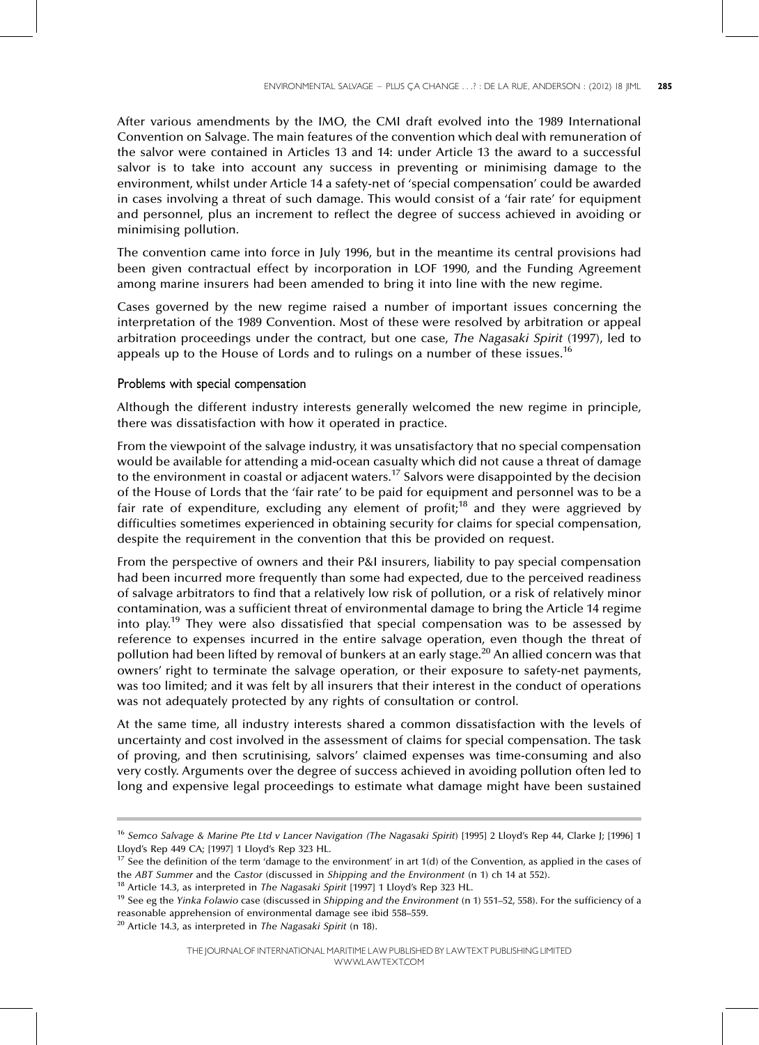After various amendments by the IMO, the CMI draft evolved into the 1989 International Convention on Salvage. The main features of the convention which deal with remuneration of the salvor were contained in Articles 13 and 14: under Article 13 the award to a successful salvor is to take into account any success in preventing or minimising damage to the environment, whilst under Article 14 a safety-net of 'special compensation' could be awarded in cases involving a threat of such damage. This would consist of a 'fair rate' for equipment and personnel, plus an increment to reflect the degree of success achieved in avoiding or minimising pollution.

The convention came into force in July 1996, but in the meantime its central provisions had been given contractual effect by incorporation in LOF 1990, and the Funding Agreement among marine insurers had been amended to bring it into line with the new regime.

Cases governed by the new regime raised a number of important issues concerning the interpretation of the 1989 Convention. Most of these were resolved by arbitration or appeal arbitration proceedings under the contract, but one case, *The Nagasaki Spirit* (1997), led to appeals up to the House of Lords and to rulings on a number of these issues.[16]

### Problems with special compensation

Although the different industry interests generally welcomed the new regime in principle, there was dissatisfaction with how it operated in practice.

From the viewpoint of the salvage industry, it was unsatisfactory that no special compensation would be available for attending a mid-ocean casualty which did not cause a threat of damage to the environment in coastal or adjacent waters.[17] Salvors were disappointed by the decision of the House of Lords that the 'fair rate' to be paid for equipment and personnel was to be a fair rate of expenditure, excluding any element of profit;[18] and they were aggrieved by difficulties sometimes experienced in obtaining security for claims for special compensation, despite the requirement in the convention that this be provided on request.

From the perspective of owners and their P&I insurers, liability to pay special compensation had been incurred more frequently than some had expected, due to the perceived readiness of salvage arbitrators to find that a relatively low risk of pollution, or a risk of relatively minor contamination, was a sufficient threat of environmental damage to bring the Article 14 regime into play.[19] They were also dissatisfied that special compensation was to be assessed by reference to expenses incurred in the entire salvage operation, even though the threat of pollution had been lifted by removal of bunkers at an early stage.[20] An allied concern was that owners' right to terminate the salvage operation, or their exposure to safety-net payments, was too limited; and it was felt by all insurers that their interest in the conduct of operations was not adequately protected by any rights of consultation or control.

At the same time, all industry interests shared a common dissatisfaction with the levels of uncertainty and cost involved in the assessment of claims for special compensation. The task of proving, and then scrutinising, salvors' claimed expenses was time-consuming and also very costly. Arguments over the degree of success achieved in avoiding pollution often led to long and expensive legal proceedings to estimate what damage might have been sustained

---

[16] *Semco Salvage & Marine Pte Ltd v Lancer Navigation (The Nagasaki Spirit)* [1995] 2 Lloyd's Rep 44, Clarke J; [1996] 1 Lloyd's Rep 449 CA; [1997] 1 Lloyd's Rep 323 HL.

[17] See the definition of the term 'damage to the environment' in art 1(d) of the Convention, as applied in the cases of the *ABT Summer* and the *Castor* (discussed in *Shipping and the Environment* (n 1) ch 14 at 552).

[18] Article 14.3, as interpreted in *The Nagasaki Spirit* [1997] 1 Lloyd's Rep 323 HL.

[19] See eg the *Yinka Folawio* case (discussed in *Shipping and the Environment* (n 1) 551–52, 558). For the sufficiency of a reasonable apprehension of environmental damage see ibid 558–559.

[20] Article 14.3, as interpreted in *The Nagasaki Spirit* (n 18).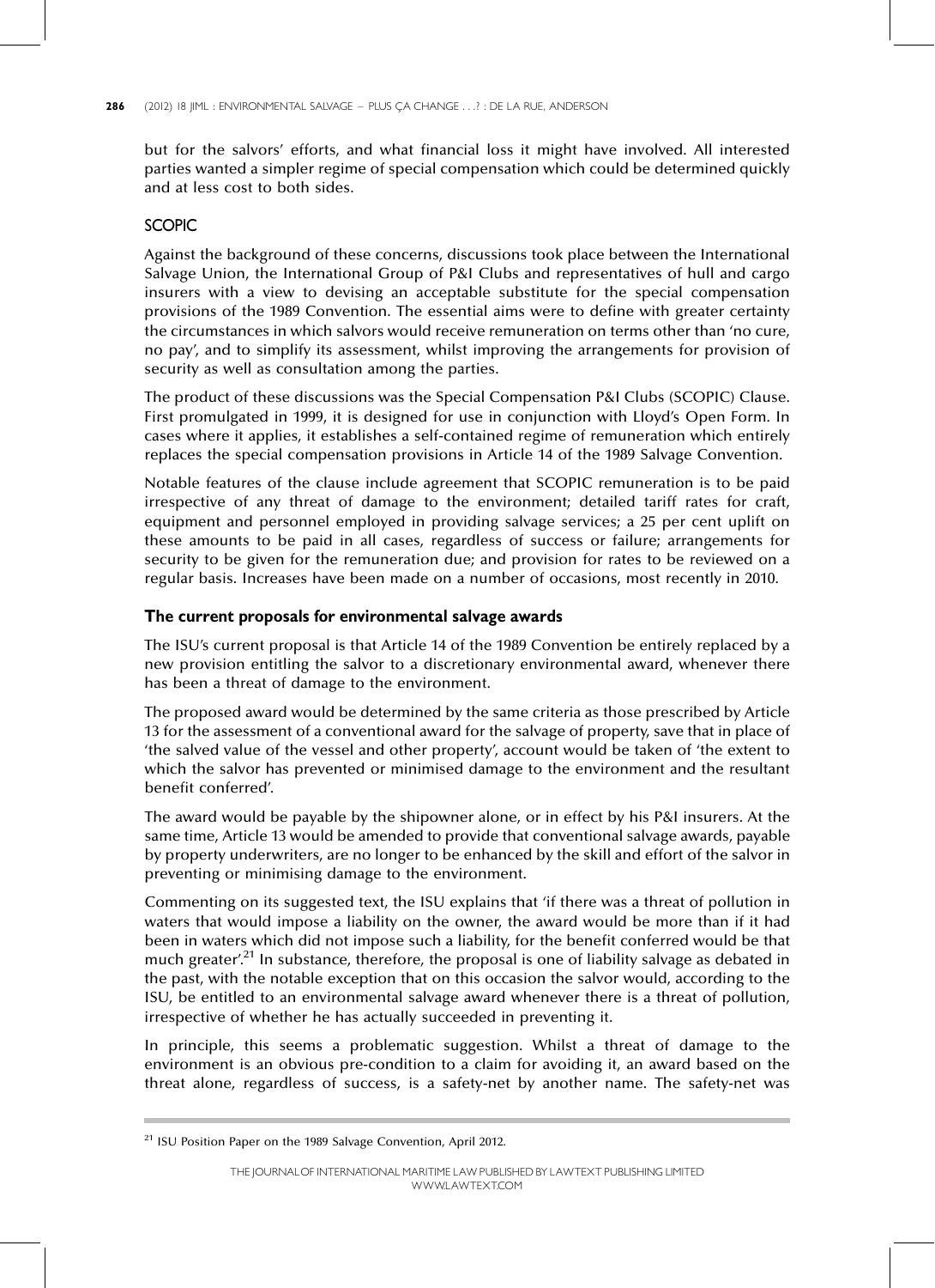but for the salvors' efforts, and what financial loss it might have involved. All interested parties wanted a simpler regime of special compensation which could be determined quickly and at less cost to both sides.

## SCOPIC

Against the background of these concerns, discussions took place between the International Salvage Union, the International Group of P&I Clubs and representatives of hull and cargo insurers with a view to devising an acceptable substitute for the special compensation provisions of the 1989 Convention. The essential aims were to define with greater certainty the circumstances in which salvors would receive remuneration on terms other than 'no cure, no pay', and to simplify its assessment, whilst improving the arrangements for provision of security as well as consultation among the parties.

The product of these discussions was the Special Compensation P&I Clubs (SCOPIC) Clause. First promulgated in 1999, it is designed for use in conjunction with Lloyd's Open Form. In cases where it applies, it establishes a self-contained regime of remuneration which entirely replaces the special compensation provisions in Article 14 of the 1989 Salvage Convention.

Notable features of the clause include agreement that SCOPIC remuneration is to be paid irrespective of any threat of damage to the environment; detailed tariff rates for craft, equipment and personnel employed in providing salvage services; a 25 per cent uplift on these amounts to be paid in all cases, regardless of success or failure; arrangements for security to be given for the remuneration due; and provision for rates to be reviewed on a regular basis. Increases have been made on a number of occasions, most recently in 2010.

### The current proposals for environmental salvage awards

The ISU's current proposal is that Article 14 of the 1989 Convention be entirely replaced by a new provision entitling the salvor to a discretionary environmental award, whenever there has been a threat of damage to the environment.

The proposed award would be determined by the same criteria as those prescribed by Article 13 for the assessment of a conventional award for the salvage of property, save that in place of 'the salved value of the vessel and other property', account would be taken of 'the extent to which the salvor has prevented or minimised damage to the environment and the resultant benefit conferred'.

The award would be payable by the shipowner alone, or in effect by his P&I insurers. At the same time, Article 13 would be amended to provide that conventional salvage awards, payable by property underwriters, are no longer to be enhanced by the skill and effort of the salvor in preventing or minimising damage to the environment.

Commenting on its suggested text, the ISU explains that 'if there was a threat of pollution in waters that would impose a liability on the owner, the award would be more than if it had been in waters which did not impose such a liability, for the benefit conferred would be that much greater'.[21] In substance, therefore, the proposal is one of liability salvage as debated in the past, with the notable exception that on this occasion the salvor would, according to the ISU, be entitled to an environmental salvage award whenever there is a threat of pollution, irrespective of whether he has actually succeeded in preventing it.

In principle, this seems a problematic suggestion. Whilst a threat of damage to the environment is an obvious pre-condition to a claim for avoiding it, an award based on the threat alone, regardless of success, is a safety-net by another name. The safety-net was

[21] ISU Position Paper on the 1989 Salvage Convention, April 2012.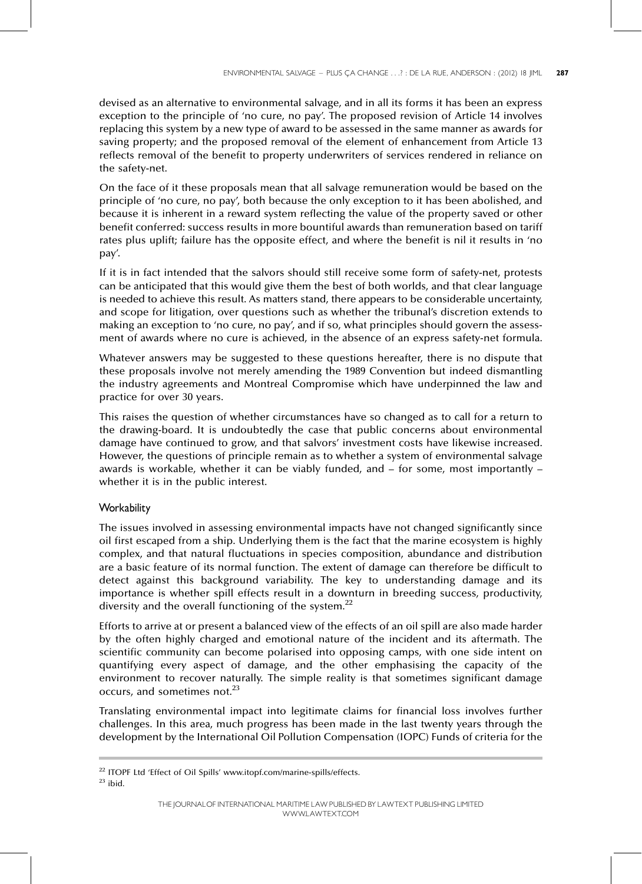devised as an alternative to environmental salvage, and in all its forms it has been an express exception to the principle of 'no cure, no pay'. The proposed revision of Article 14 involves replacing this system by a new type of award to be assessed in the same manner as awards for saving property; and the proposed removal of the element of enhancement from Article 13 reflects removal of the benefit to property underwriters of services rendered in reliance on the safety-net.

On the face of it these proposals mean that all salvage remuneration would be based on the principle of 'no cure, no pay', both because the only exception to it has been abolished, and because it is inherent in a reward system reflecting the value of the property saved or other benefit conferred: success results in more bountiful awards than remuneration based on tariff rates plus uplift; failure has the opposite effect, and where the benefit is nil it results in 'no pay'.

If it is in fact intended that the salvors should still receive some form of safety-net, protests can be anticipated that this would give them the best of both worlds, and that clear language is needed to achieve this result. As matters stand, there appears to be considerable uncertainty, and scope for litigation, over questions such as whether the tribunal's discretion extends to making an exception to 'no cure, no pay', and if so, what principles should govern the assessment of awards where no cure is achieved, in the absence of an express safety-net formula.

Whatever answers may be suggested to these questions hereafter, there is no dispute that these proposals involve not merely amending the 1989 Convention but indeed dismantling the industry agreements and Montreal Compromise which have underpinned the law and practice for over 30 years.

This raises the question of whether circumstances have so changed as to call for a return to the drawing-board. It is undoubtedly the case that public concerns about environmental damage have continued to grow, and that salvors' investment costs have likewise increased. However, the questions of principle remain as to whether a system of environmental salvage awards is workable, whether it can be viably funded, and – for some, most importantly – whether it is in the public interest.

### Workability

The issues involved in assessing environmental impacts have not changed significantly since oil first escaped from a ship. Underlying them is the fact that the marine ecosystem is highly complex, and that natural fluctuations in species composition, abundance and distribution are a basic feature of its normal function. The extent of damage can therefore be difficult to detect against this background variability. The key to understanding damage and its importance is whether spill effects result in a downturn in breeding success, productivity, diversity and the overall functioning of the system.[22]

Efforts to arrive at or present a balanced view of the effects of an oil spill are also made harder by the often highly charged and emotional nature of the incident and its aftermath. The scientific community can become polarised into opposing camps, with one side intent on quantifying every aspect of damage, and the other emphasising the capacity of the environment to recover naturally. The simple reality is that sometimes significant damage occurs, and sometimes not.[23]

Translating environmental impact into legitimate claims for financial loss involves further challenges. In this area, much progress has been made in the last twenty years through the development by the International Oil Pollution Compensation (IOPC) Funds of criteria for the

---

[22] ITOPF Ltd 'Effect of Oil Spills' www.itopf.com/marine-spills/effects.

[23] ibid.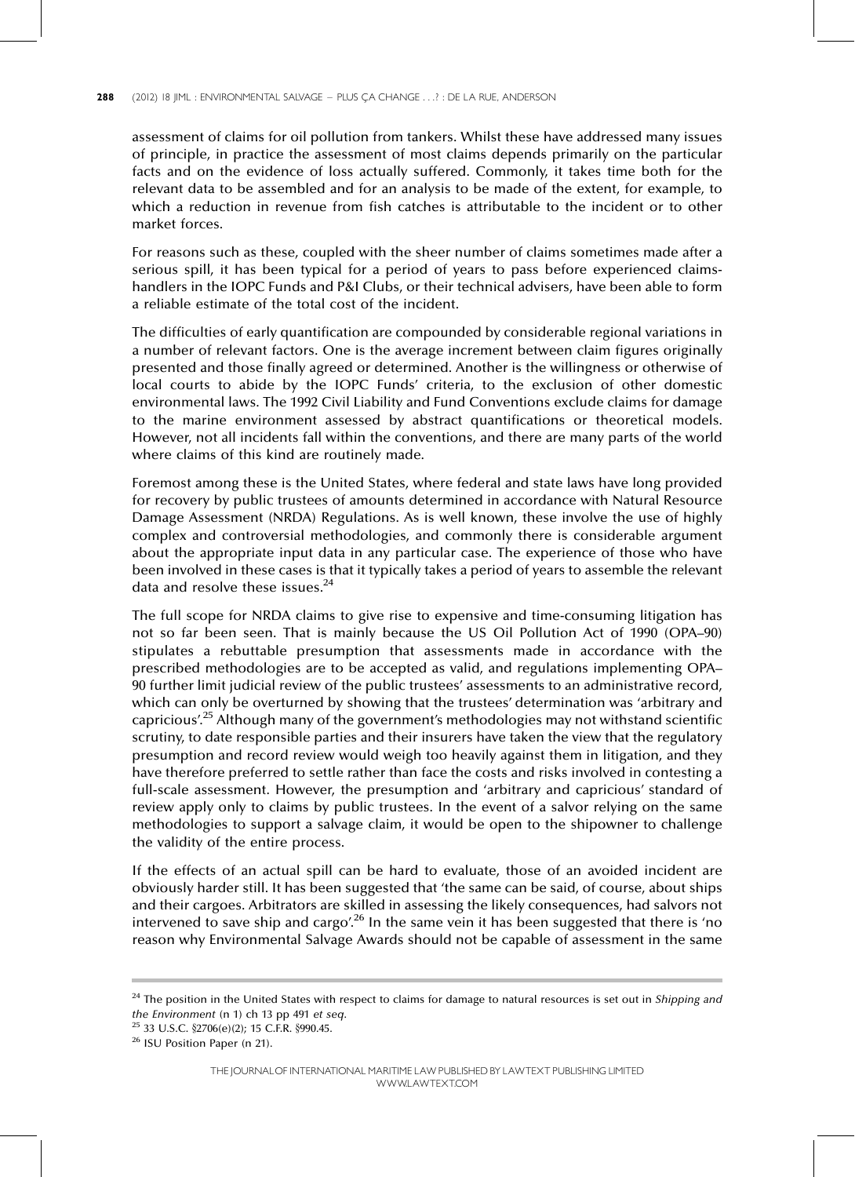assessment of claims for oil pollution from tankers. Whilst these have addressed many issues of principle, in practice the assessment of most claims depends primarily on the particular facts and on the evidence of loss actually suffered. Commonly, it takes time both for the relevant data to be assembled and for an analysis to be made of the extent, for example, to which a reduction in revenue from fish catches is attributable to the incident or to other market forces.

For reasons such as these, coupled with the sheer number of claims sometimes made after a serious spill, it has been typical for a period of years to pass before experienced claims-handlers in the IOPC Funds and P&I Clubs, or their technical advisers, have been able to form a reliable estimate of the total cost of the incident.

The difficulties of early quantification are compounded by considerable regional variations in a number of relevant factors. One is the average increment between claim figures originally presented and those finally agreed or determined. Another is the willingness or otherwise of local courts to abide by the IOPC Funds' criteria, to the exclusion of other domestic environmental laws. The 1992 Civil Liability and Fund Conventions exclude claims for damage to the marine environment assessed by abstract quantifications or theoretical models. However, not all incidents fall within the conventions, and there are many parts of the world where claims of this kind are routinely made.

Foremost among these is the United States, where federal and state laws have long provided for recovery by public trustees of amounts determined in accordance with Natural Resource Damage Assessment (NRDA) Regulations. As is well known, these involve the use of highly complex and controversial methodologies, and commonly there is considerable argument about the appropriate input data in any particular case. The experience of those who have been involved in these cases is that it typically takes a period of years to assemble the relevant data and resolve these issues.[24]

The full scope for NRDA claims to give rise to expensive and time-consuming litigation has not so far been seen. That is mainly because the US Oil Pollution Act of 1990 (OPA–90) stipulates a rebuttable presumption that assessments made in accordance with the prescribed methodologies are to be accepted as valid, and regulations implementing OPA–90 further limit judicial review of the public trustees' assessments to an administrative record, which can only be overturned by showing that the trustees' determination was 'arbitrary and capricious'.[25] Although many of the government's methodologies may not withstand scientific scrutiny, to date responsible parties and their insurers have taken the view that the regulatory presumption and record review would weigh too heavily against them in litigation, and they have therefore preferred to settle rather than face the costs and risks involved in contesting a full-scale assessment. However, the presumption and 'arbitrary and capricious' standard of review apply only to claims by public trustees. In the event of a salvor relying on the same methodologies to support a salvage claim, it would be open to the shipowner to challenge the validity of the entire process.

If the effects of an actual spill can be hard to evaluate, those of an avoided incident are obviously harder still. It has been suggested that 'the same can be said, of course, about ships and their cargoes. Arbitrators are skilled in assessing the likely consequences, had salvors not intervened to save ship and cargo'.[26] In the same vein it has been suggested that there is 'no reason why Environmental Salvage Awards should not be capable of assessment in the same

---

[24] The position in the United States with respect to claims for damage to natural resources is set out in *Shipping and the Environment* (n 1) ch 13 pp 491 *et seq.*

[25] 33 U.S.C. §2706(e)(2); 15 C.F.R. §990.45.

[26] ISU Position Paper (n 21).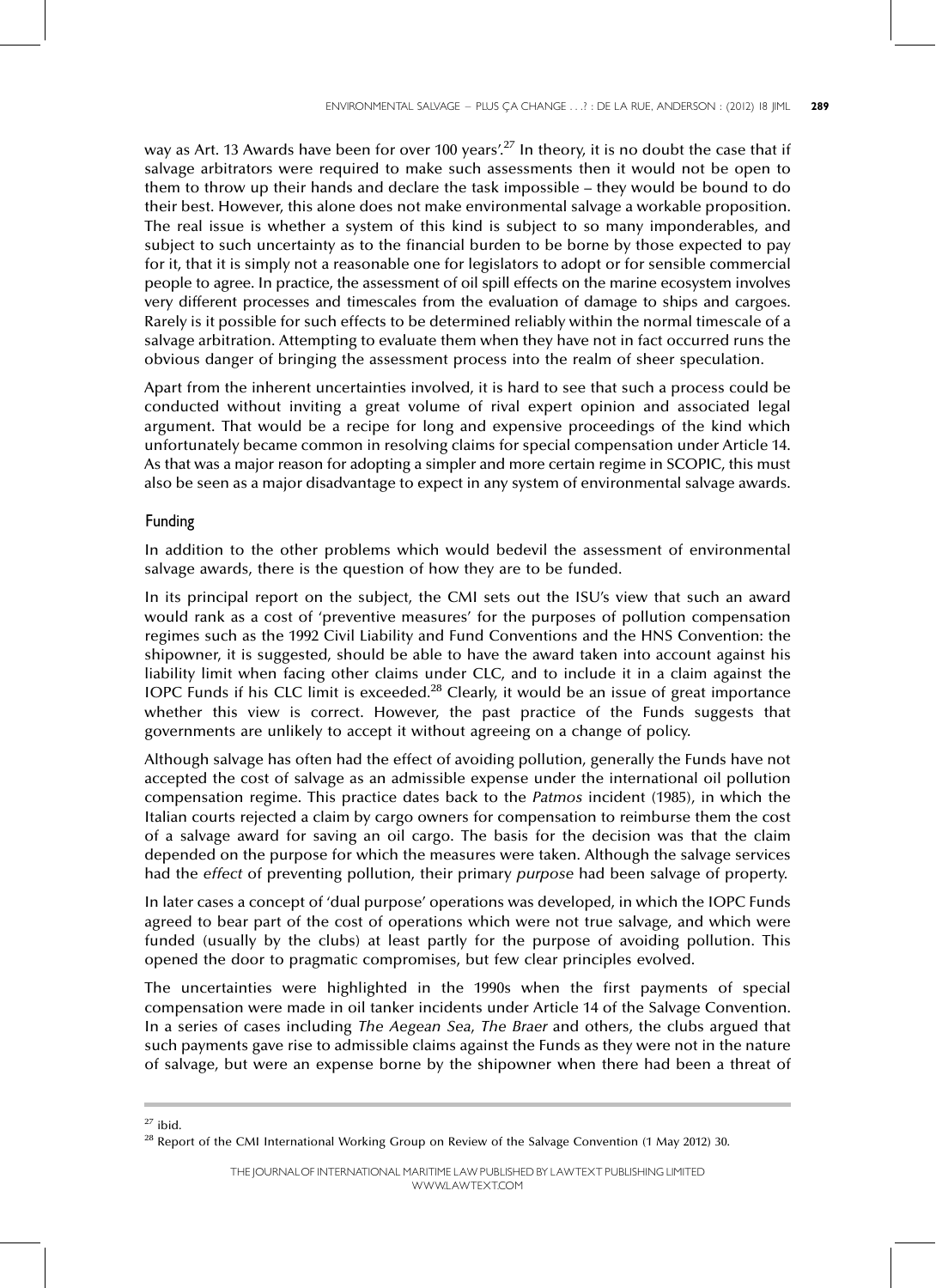way as Art. 13 Awards have been for over 100 years'.[27] In theory, it is no doubt the case that if salvage arbitrators were required to make such assessments then it would not be open to them to throw up their hands and declare the task impossible – they would be bound to do their best. However, this alone does not make environmental salvage a workable proposition. The real issue is whether a system of this kind is subject to so many imponderables, and subject to such uncertainty as to the financial burden to be borne by those expected to pay for it, that it is simply not a reasonable one for legislators to adopt or for sensible commercial people to agree. In practice, the assessment of oil spill effects on the marine ecosystem involves very different processes and timescales from the evaluation of damage to ships and cargoes. Rarely is it possible for such effects to be determined reliably within the normal timescale of a salvage arbitration. Attempting to evaluate them when they have not in fact occurred runs the obvious danger of bringing the assessment process into the realm of sheer speculation.

Apart from the inherent uncertainties involved, it is hard to see that such a process could be conducted without inviting a great volume of rival expert opinion and associated legal argument. That would be a recipe for long and expensive proceedings of the kind which unfortunately became common in resolving claims for special compensation under Article 14. As that was a major reason for adopting a simpler and more certain regime in SCOPIC, this must also be seen as a major disadvantage to expect in any system of environmental salvage awards.

## Funding

In addition to the other problems which would bedevil the assessment of environmental salvage awards, there is the question of how they are to be funded.

In its principal report on the subject, the CMI sets out the ISU's view that such an award would rank as a cost of 'preventive measures' for the purposes of pollution compensation regimes such as the 1992 Civil Liability and Fund Conventions and the HNS Convention: the shipowner, it is suggested, should be able to have the award taken into account against his liability limit when facing other claims under CLC, and to include it in a claim against the IOPC Funds if his CLC limit is exceeded.[28] Clearly, it would be an issue of great importance whether this view is correct. However, the past practice of the Funds suggests that governments are unlikely to accept it without agreeing on a change of policy.

Although salvage has often had the effect of avoiding pollution, generally the Funds have not accepted the cost of salvage as an admissible expense under the international oil pollution compensation regime. This practice dates back to the *Patmos* incident (1985), in which the Italian courts rejected a claim by cargo owners for compensation to reimburse them the cost of a salvage award for saving an oil cargo. The basis for the decision was that the claim depended on the purpose for which the measures were taken. Although the salvage services had the *effect* of preventing pollution, their primary *purpose* had been salvage of property.

In later cases a concept of 'dual purpose' operations was developed, in which the IOPC Funds agreed to bear part of the cost of operations which were not true salvage, and which were funded (usually by the clubs) at least partly for the purpose of avoiding pollution. This opened the door to pragmatic compromises, but few clear principles evolved.

The uncertainties were highlighted in the 1990s when the first payments of special compensation were made in oil tanker incidents under Article 14 of the Salvage Convention. In a series of cases including *The Aegean Sea*, *The Braer* and others, the clubs argued that such payments gave rise to admissible claims against the Funds as they were not in the nature of salvage, but were an expense borne by the shipowner when there had been a threat of

---

[27] ibid.

[28] Report of the CMI International Working Group on Review of the Salvage Convention (1 May 2012) 30.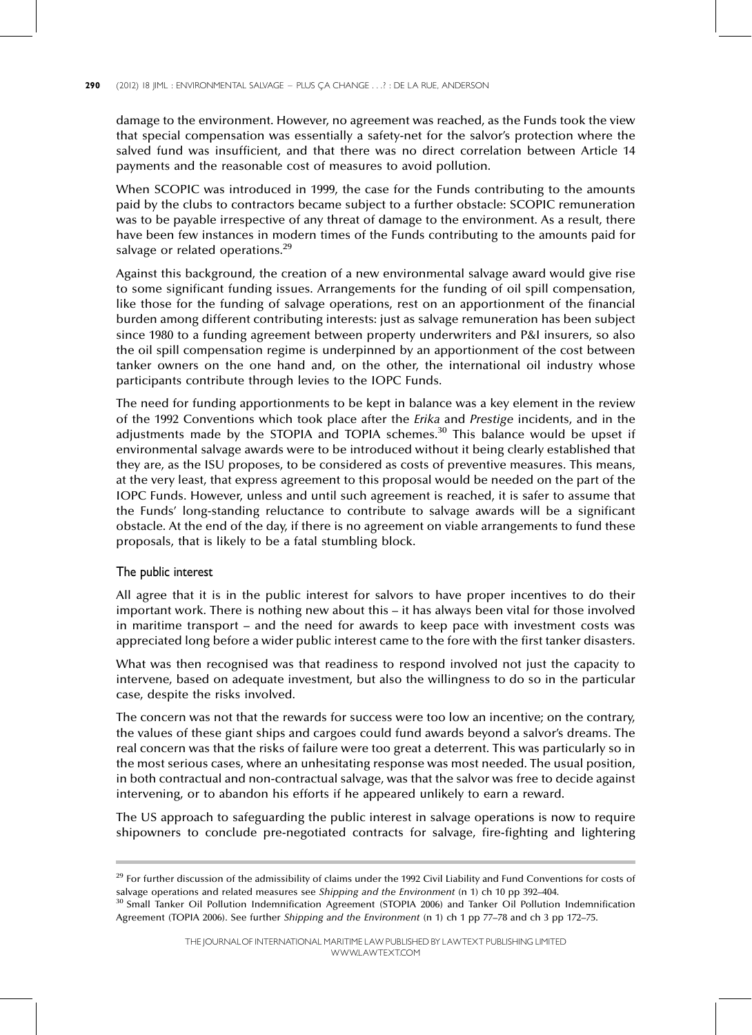damage to the environment. However, no agreement was reached, as the Funds took the view that special compensation was essentially a safety-net for the salvor's protection where the salved fund was insufficient, and that there was no direct correlation between Article 14 payments and the reasonable cost of measures to avoid pollution.

When SCOPIC was introduced in 1999, the case for the Funds contributing to the amounts paid by the clubs to contractors became subject to a further obstacle: SCOPIC remuneration was to be payable irrespective of any threat of damage to the environment. As a result, there have been few instances in modern times of the Funds contributing to the amounts paid for salvage or related operations.[29]

Against this background, the creation of a new environmental salvage award would give rise to some significant funding issues. Arrangements for the funding of oil spill compensation, like those for the funding of salvage operations, rest on an apportionment of the financial burden among different contributing interests: just as salvage remuneration has been subject since 1980 to a funding agreement between property underwriters and P&I insurers, so also the oil spill compensation regime is underpinned by an apportionment of the cost between tanker owners on the one hand and, on the other, the international oil industry whose participants contribute through levies to the IOPC Funds.

The need for funding apportionments to be kept in balance was a key element in the review of the 1992 Conventions which took place after the *Erika* and *Prestige* incidents, and in the adjustments made by the STOPIA and TOPIA schemes.[30] This balance would be upset if environmental salvage awards were to be introduced without it being clearly established that they are, as the ISU proposes, to be considered as costs of preventive measures. This means, at the very least, that express agreement to this proposal would be needed on the part of the IOPC Funds. However, unless and until such agreement is reached, it is safer to assume that the Funds' long-standing reluctance to contribute to salvage awards will be a significant obstacle. At the end of the day, if there is no agreement on viable arrangements to fund these proposals, that is likely to be a fatal stumbling block.

### The public interest

All agree that it is in the public interest for salvors to have proper incentives to do their important work. There is nothing new about this – it has always been vital for those involved in maritime transport – and the need for awards to keep pace with investment costs was appreciated long before a wider public interest came to the fore with the first tanker disasters.

What was then recognised was that readiness to respond involved not just the capacity to intervene, based on adequate investment, but also the willingness to do so in the particular case, despite the risks involved.

The concern was not that the rewards for success were too low an incentive; on the contrary, the values of these giant ships and cargoes could fund awards beyond a salvor's dreams. The real concern was that the risks of failure were too great a deterrent. This was particularly so in the most serious cases, where an unhesitating response was most needed. The usual position, in both contractual and non-contractual salvage, was that the salvor was free to decide against intervening, or to abandon his efforts if he appeared unlikely to earn a reward.

The US approach to safeguarding the public interest in salvage operations is now to require shipowners to conclude pre-negotiated contracts for salvage, fire-fighting and lightering

---

[29] For further discussion of the admissibility of claims under the 1992 Civil Liability and Fund Conventions for costs of salvage operations and related measures see *Shipping and the Environment* (n 1) ch 10 pp 392–404.

[30] Small Tanker Oil Pollution Indemnification Agreement (STOPIA 2006) and Tanker Oil Pollution Indemnification Agreement (TOPIA 2006). See further *Shipping and the Environment* (n 1) ch 1 pp 77–78 and ch 3 pp 172–75.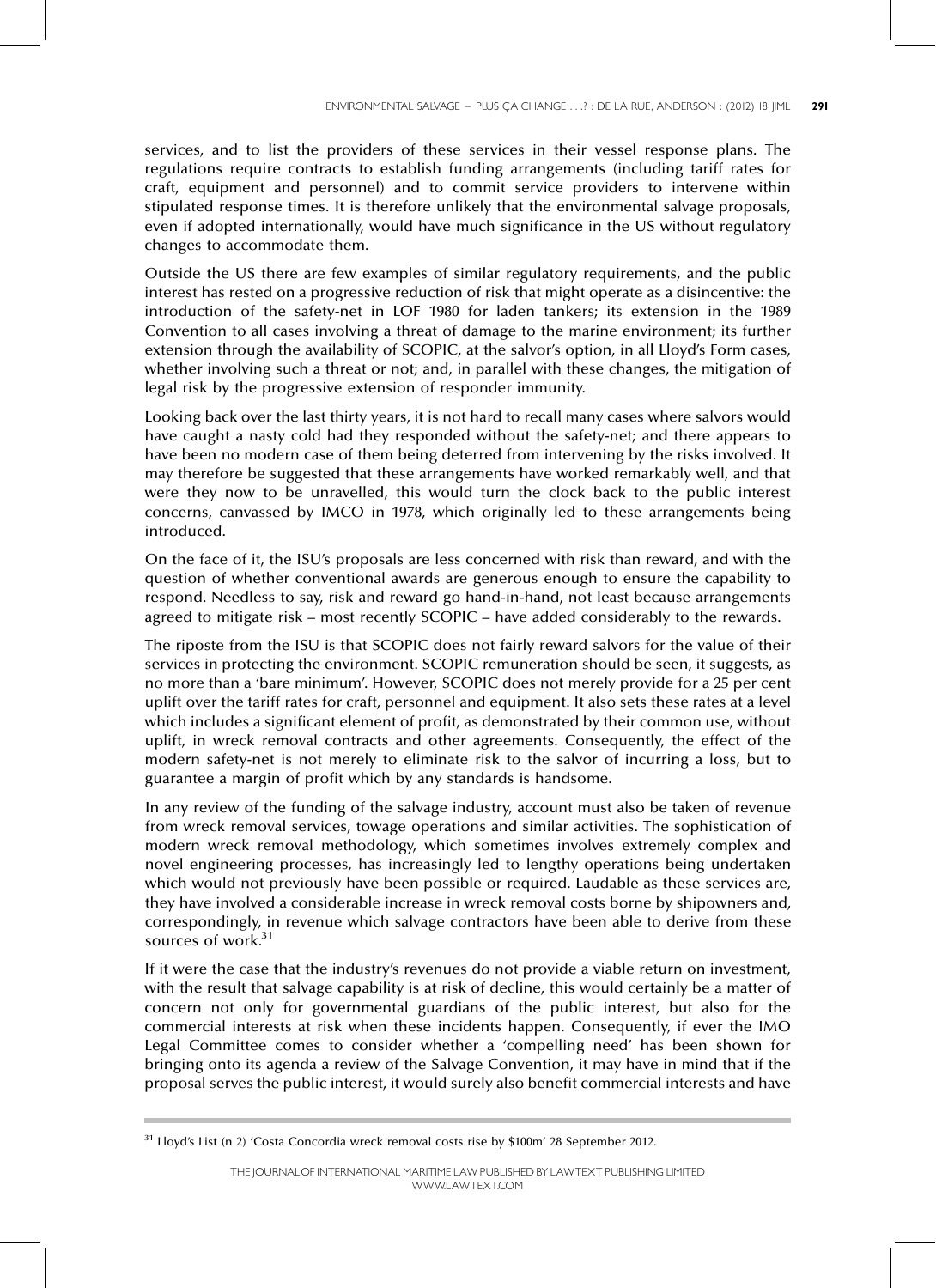services, and to list the providers of these services in their vessel response plans. The regulations require contracts to establish funding arrangements (including tariff rates for craft, equipment and personnel) and to commit service providers to intervene within stipulated response times. It is therefore unlikely that the environmental salvage proposals, even if adopted internationally, would have much significance in the US without regulatory changes to accommodate them.

Outside the US there are few examples of similar regulatory requirements, and the public interest has rested on a progressive reduction of risk that might operate as a disincentive: the introduction of the safety-net in LOF 1980 for laden tankers; its extension in the 1989 Convention to all cases involving a threat of damage to the marine environment; its further extension through the availability of SCOPIC, at the salvor's option, in all Lloyd's Form cases, whether involving such a threat or not; and, in parallel with these changes, the mitigation of legal risk by the progressive extension of responder immunity.

Looking back over the last thirty years, it is not hard to recall many cases where salvors would have caught a nasty cold had they responded without the safety-net; and there appears to have been no modern case of them being deterred from intervening by the risks involved. It may therefore be suggested that these arrangements have worked remarkably well, and that were they now to be unravelled, this would turn the clock back to the public interest concerns, canvassed by IMCO in 1978, which originally led to these arrangements being introduced.

On the face of it, the ISU's proposals are less concerned with risk than reward, and with the question of whether conventional awards are generous enough to ensure the capability to respond. Needless to say, risk and reward go hand-in-hand, not least because arrangements agreed to mitigate risk – most recently SCOPIC – have added considerably to the rewards.

The riposte from the ISU is that SCOPIC does not fairly reward salvors for the value of their services in protecting the environment. SCOPIC remuneration should be seen, it suggests, as no more than a 'bare minimum'. However, SCOPIC does not merely provide for a 25 per cent uplift over the tariff rates for craft, personnel and equipment. It also sets these rates at a level which includes a significant element of profit, as demonstrated by their common use, without uplift, in wreck removal contracts and other agreements. Consequently, the effect of the modern safety-net is not merely to eliminate risk to the salvor of incurring a loss, but to guarantee a margin of profit which by any standards is handsome.

In any review of the funding of the salvage industry, account must also be taken of revenue from wreck removal services, towage operations and similar activities. The sophistication of modern wreck removal methodology, which sometimes involves extremely complex and novel engineering processes, has increasingly led to lengthy operations being undertaken which would not previously have been possible or required. Laudable as these services are, they have involved a considerable increase in wreck removal costs borne by shipowners and, correspondingly, in revenue which salvage contractors have been able to derive from these sources of work.[31]

If it were the case that the industry's revenues do not provide a viable return on investment, with the result that salvage capability is at risk of decline, this would certainly be a matter of concern not only for governmental guardians of the public interest, but also for the commercial interests at risk when these incidents happen. Consequently, if ever the IMO Legal Committee comes to consider whether a 'compelling need' has been shown for bringing onto its agenda a review of the Salvage Convention, it may have in mind that if the proposal serves the public interest, it would surely also benefit commercial interests and have

[31] Lloyd's List (n 2) 'Costa Concordia wreck removal costs rise by $100m' 28 September 2012.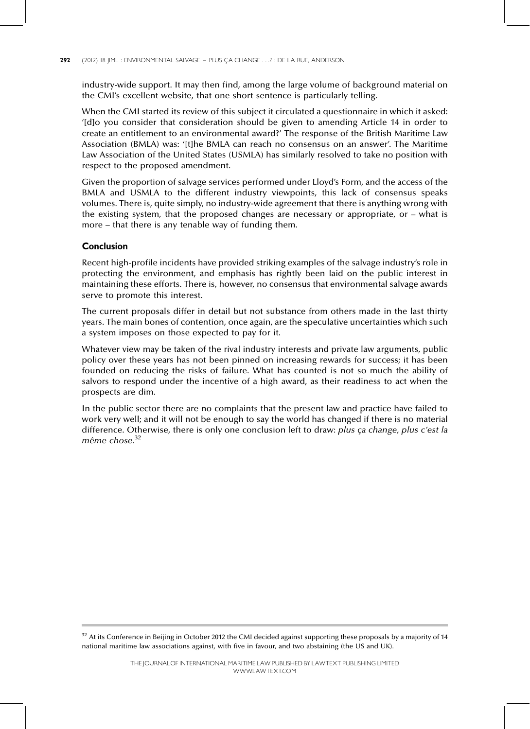industry-wide support. It may then find, among the large volume of background material on the CMI's excellent website, that one short sentence is particularly telling.

When the CMI started its review of this subject it circulated a questionnaire in which it asked: '[d]o you consider that consideration should be given to amending Article 14 in order to create an entitlement to an environmental award?' The response of the British Maritime Law Association (BMLA) was: '[t]he BMLA can reach no consensus on an answer'. The Maritime Law Association of the United States (USMLA) has similarly resolved to take no position with respect to the proposed amendment.

Given the proportion of salvage services performed under Lloyd's Form, and the access of the BMLA and USMLA to the different industry viewpoints, this lack of consensus speaks volumes. There is, quite simply, no industry-wide agreement that there is anything wrong with the existing system, that the proposed changes are necessary or appropriate, or – what is more – that there is any tenable way of funding them.

## Conclusion

Recent high-profile incidents have provided striking examples of the salvage industry's role in protecting the environment, and emphasis has rightly been laid on the public interest in maintaining these efforts. There is, however, no consensus that environmental salvage awards serve to promote this interest.

The current proposals differ in detail but not substance from others made in the last thirty years. The main bones of contention, once again, are the speculative uncertainties which such a system imposes on those expected to pay for it.

Whatever view may be taken of the rival industry interests and private law arguments, public policy over these years has not been pinned on increasing rewards for success; it has been founded on reducing the risks of failure. What has counted is not so much the ability of salvors to respond under the incentive of a high award, as their readiness to act when the prospects are dim.

In the public sector there are no complaints that the present law and practice have failed to work very well; and it will not be enough to say the world has changed if there is no material difference. Otherwise, there is only one conclusion left to draw: *plus ça change, plus c'est la même chose*.[32]

---

[32] At its Conference in Beijing in October 2012 the CMI decided against supporting these proposals by a majority of 14 national maritime law associations against, with five in favour, and two abstaining (the US and UK).